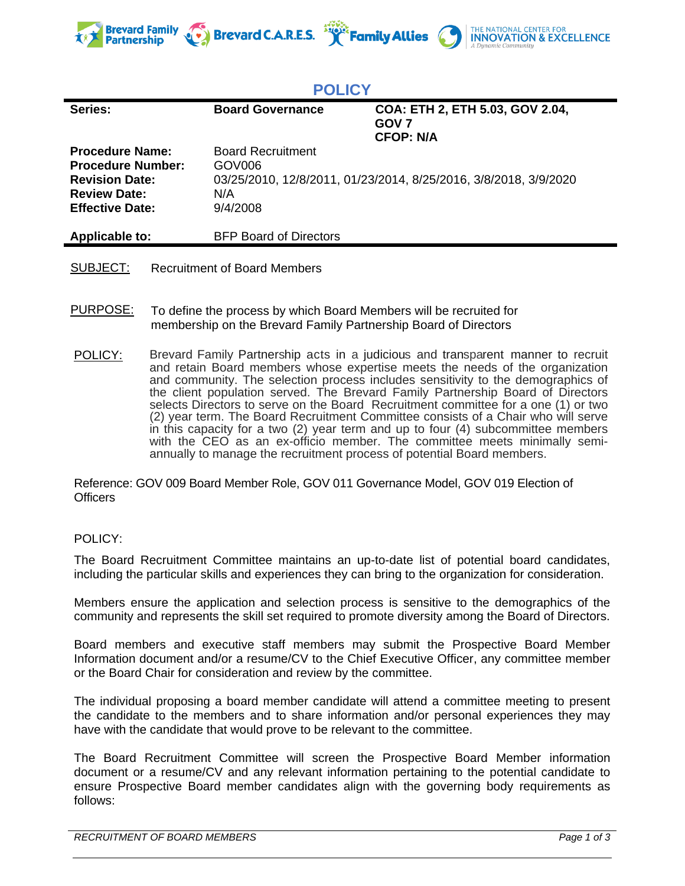# POLICY

| Series: | Board Governance | COA: ETH 2, ETH 5.03, GOV 2.04, GOV 7 CFOP: N/A |
|---|---|---|
| **Procedure Name:** | Board Recruitment | |
| **Procedure Number:** | GOV006 | |
| **Revision Date:** | 03/25/2010, 12/8/2011, 01/23/2014, 8/25/2016, 3/8/2018, 3/9/2020 | |
| **Review Date:** | N/A | |
| **Effective Date:** | 9/4/2008 | |
| **Applicable to:** | BFP Board of Directors | |

SUBJECT: Recruitment of Board Members

PURPOSE: To define the process by which Board Members will be recruited for membership on the Brevard Family Partnership Board of Directors

POLICY: Brevard Family Partnership acts in a judicious and transparent manner to recruit and retain Board members whose expertise meets the needs of the organization and community. The selection process includes sensitivity to the demographics of the client population served. The Brevard Family Partnership Board of Directors selects Directors to serve on the Board Recruitment committee for a one (1) or two (2) year term. The Board Recruitment Committee consists of a Chair who will serve in this capacity for a two (2) year term and up to four (4) subcommittee members with the CEO as an ex-officio member. The committee meets minimally semi-annually to manage the recruitment process of potential Board members.

Reference: GOV 009 Board Member Role, GOV 011 Governance Model, GOV 019 Election of Officers

POLICY:

The Board Recruitment Committee maintains an up-to-date list of potential board candidates, including the particular skills and experiences they can bring to the organization for consideration.

Members ensure the application and selection process is sensitive to the demographics of the community and represents the skill set required to promote diversity among the Board of Directors.

Board members and executive staff members may submit the Prospective Board Member Information document and/or a resume/CV to the Chief Executive Officer, any committee member or the Board Chair for consideration and review by the committee.

The individual proposing a board member candidate will attend a committee meeting to present the candidate to the members and to share information and/or personal experiences they may have with the candidate that would prove to be relevant to the committee.

The Board Recruitment Committee will screen the Prospective Board Member information document or a resume/CV and any relevant information pertaining to the potential candidate to ensure Prospective Board member candidates align with the governing body requirements as follows: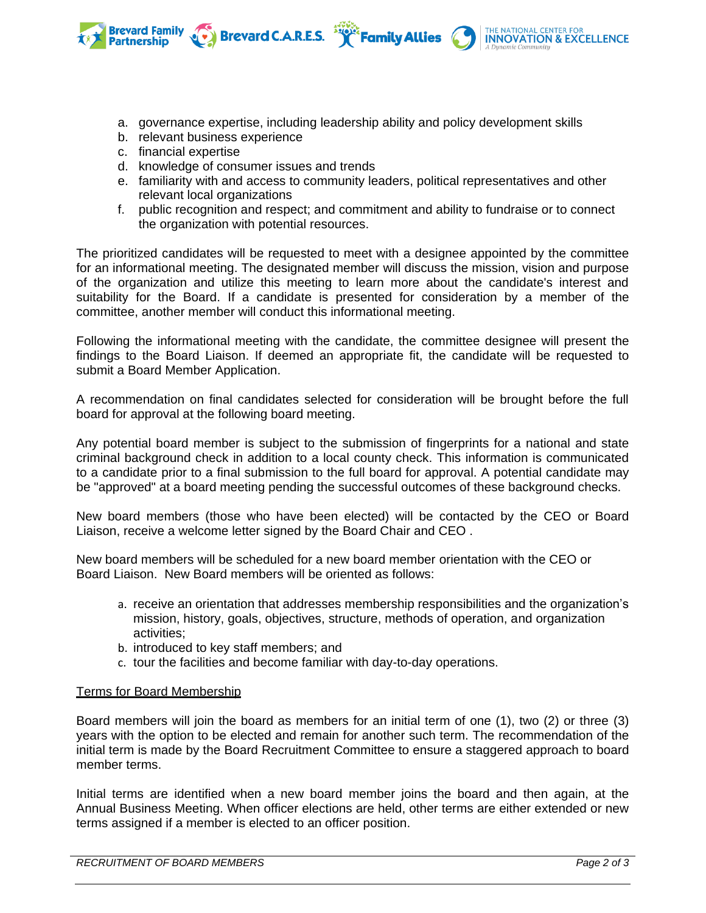a. governance expertise, including leadership ability and policy development skills
b. relevant business experience
c. financial expertise
d. knowledge of consumer issues and trends
e. familiarity with and access to community leaders, political representatives and other relevant local organizations
f. public recognition and respect; and commitment and ability to fundraise or to connect the organization with potential resources.

The prioritized candidates will be requested to meet with a designee appointed by the committee for an informational meeting. The designated member will discuss the mission, vision and purpose of the organization and utilize this meeting to learn more about the candidate's interest and suitability for the Board. If a candidate is presented for consideration by a member of the committee, another member will conduct this informational meeting.

Following the informational meeting with the candidate, the committee designee will present the findings to the Board Liaison. If deemed an appropriate fit, the candidate will be requested to submit a Board Member Application.

A recommendation on final candidates selected for consideration will be brought before the full board for approval at the following board meeting.

Any potential board member is subject to the submission of fingerprints for a national and state criminal background check in addition to a local county check. This information is communicated to a candidate prior to a final submission to the full board for approval. A potential candidate may be "approved" at a board meeting pending the successful outcomes of these background checks.

New board members (those who have been elected) will be contacted by the CEO or Board Liaison, receive a welcome letter signed by the Board Chair and CEO .

New board members will be scheduled for a new board member orientation with the CEO or Board Liaison. New Board members will be oriented as follows:

a. receive an orientation that addresses membership responsibilities and the organization's mission, history, goals, objectives, structure, methods of operation, and organization activities;
b. introduced to key staff members; and
c. tour the facilities and become familiar with day-to-day operations.

<u>Terms for Board Membership</u>

Board members will join the board as members for an initial term of one (1), two (2) or three (3) years with the option to be elected and remain for another such term. The recommendation of the initial term is made by the Board Recruitment Committee to ensure a staggered approach to board member terms.

Initial terms are identified when a new board member joins the board and then again, at the Annual Business Meeting. When officer elections are held, other terms are either extended or new terms assigned if a member is elected to an officer position.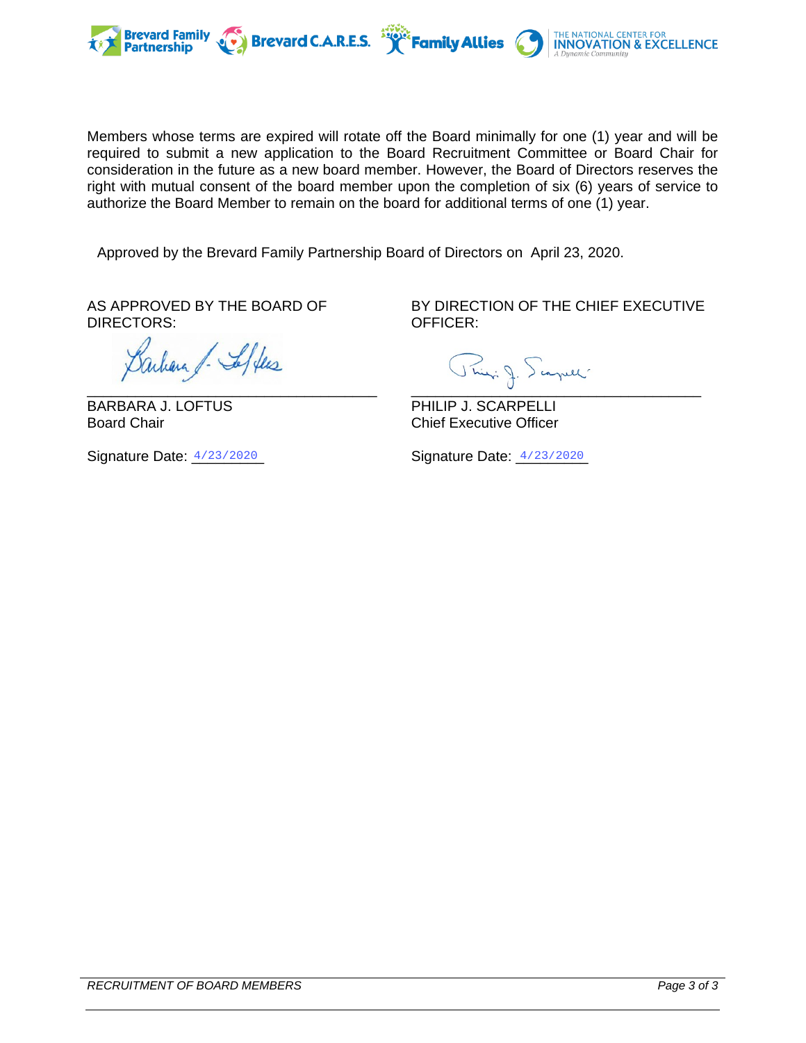Members whose terms are expired will rotate off the Board minimally for one (1) year and will be required to submit a new application to the Board Recruitment Committee or Board Chair for consideration in the future as a new board member. However, the Board of Directors reserves the right with mutual consent of the board member upon the completion of six (6) years of service to authorize the Board Member to remain on the board for additional terms of one (1) year.

Approved by the Brevard Family Partnership Board of Directors on April 23, 2020.

AS APPROVED BY THE BOARD OF DIRECTORS:

BARBARA J. LOFTUS
Board Chair

Signature Date: 4/23/2020

BY DIRECTION OF THE CHIEF EXECUTIVE OFFICER:

PHILIP J. SCARPELLI
Chief Executive Officer

Signature Date: 4/23/2020